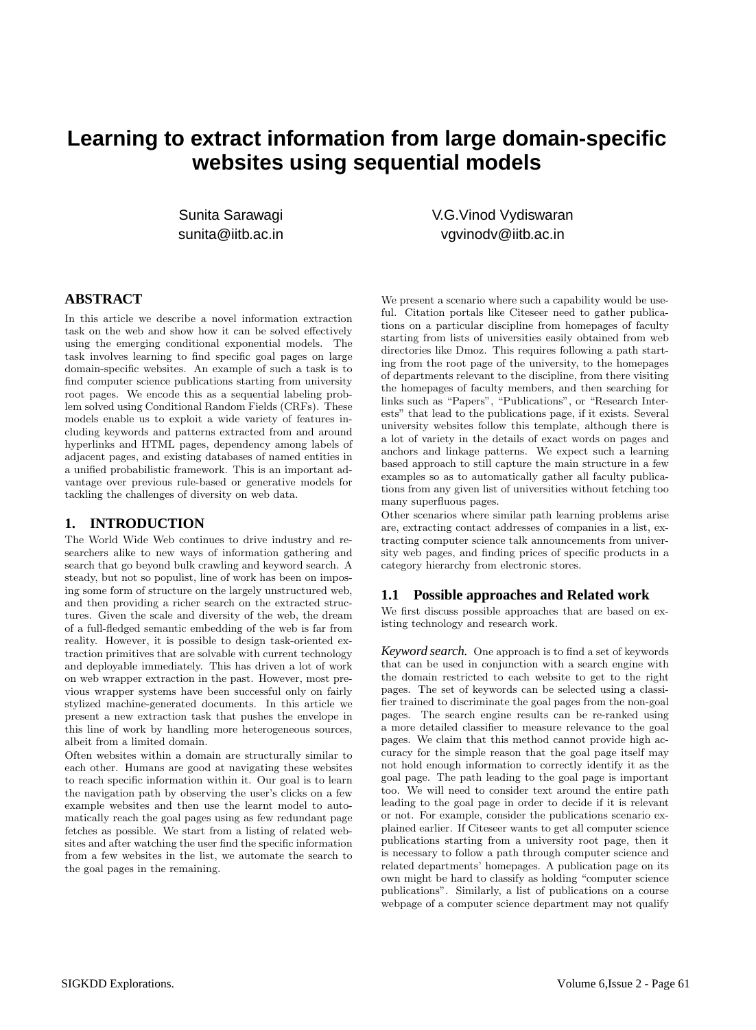# Learning to extract information from large domain-specific websites using sequential models

Sunita Sarawagi
sunita@iitb.ac.in

V.G.Vinod Vydiswaran
vgvinodv@iitb.ac.in

## ABSTRACT

In this article we describe a novel information extraction task on the web and show how it can be solved effectively using the emerging conditional exponential models. The task involves learning to find specific goal pages on large domain-specific websites. An example of such a task is to find computer science publications starting from university root pages. We encode this as a sequential labeling problem solved using Conditional Random Fields (CRFs). These models enable us to exploit a wide variety of features including keywords and patterns extracted from and around hyperlinks and HTML pages, dependency among labels of adjacent pages, and existing databases of named entities in a unified probabilistic framework. This is an important advantage over previous rule-based or generative models for tackling the challenges of diversity on web data.

## 1. INTRODUCTION

The World Wide Web continues to drive industry and researchers alike to new ways of information gathering and search that go beyond bulk crawling and keyword search. A steady, but not so populist, line of work has been on imposing some form of structure on the largely unstructured web, and then providing a richer search on the extracted structures. Given the scale and diversity of the web, the dream of a full-fledged semantic embedding of the web is far from reality. However, it is possible to design task-oriented extraction primitives that are solvable with current technology and deployable immediately. This has driven a lot of work on web wrapper extraction in the past. However, most previous wrapper systems have been successful only on fairly stylized machine-generated documents. In this article we present a new extraction task that pushes the envelope in this line of work by handling more heterogeneous sources, albeit from a limited domain.

Often websites within a domain are structurally similar to each other. Humans are good at navigating these websites to reach specific information within it. Our goal is to learn the navigation path by observing the user's clicks on a few example websites and then use the learnt model to automatically reach the goal pages using as few redundant page fetches as possible. We start from a listing of related websites and after watching the user find the specific information from a few websites in the list, we automate the search to the goal pages in the remaining.

We present a scenario where such a capability would be useful. Citation portals like Citeseer need to gather publications on a particular discipline from homepages of faculty starting from lists of universities easily obtained from web directories like Dmoz. This requires following a path starting from the root page of the university, to the homepages of departments relevant to the discipline, from there visiting the homepages of faculty members, and then searching for links such as "Papers", "Publications", or "Research Interests" that lead to the publications page, if it exists. Several university websites follow this template, although there is a lot of variety in the details of exact words on pages and anchors and linkage patterns. We expect such a learning based approach to still capture the main structure in a few examples so as to automatically gather all faculty publications from any given list of universities without fetching too many superfluous pages.

Other scenarios where similar path learning problems arise are, extracting contact addresses of companies in a list, extracting computer science talk announcements from university web pages, and finding prices of specific products in a category hierarchy from electronic stores.

### 1.1 Possible approaches and Related work

We first discuss possible approaches that are based on existing technology and research work.

*Keyword search.* One approach is to find a set of keywords that can be used in conjunction with a search engine with the domain restricted to each website to get to the right pages. The set of keywords can be selected using a classifier trained to discriminate the goal pages from the non-goal pages. The search engine results can be re-ranked using a more detailed classifier to measure relevance to the goal pages. We claim that this method cannot provide high accuracy for the simple reason that the goal page itself may not hold enough information to correctly identify it as the goal page. The path leading to the goal page is important too. We will need to consider text around the entire path leading to the goal page in order to decide if it is relevant or not. For example, consider the publications scenario explained earlier. If Citeseer wants to get all computer science publications starting from a university root page, then it is necessary to follow a path through computer science and related departments' homepages. A publication page on its own might be hard to classify as holding "computer science publications". Similarly, a list of publications on a course webpage of a computer science department may not qualify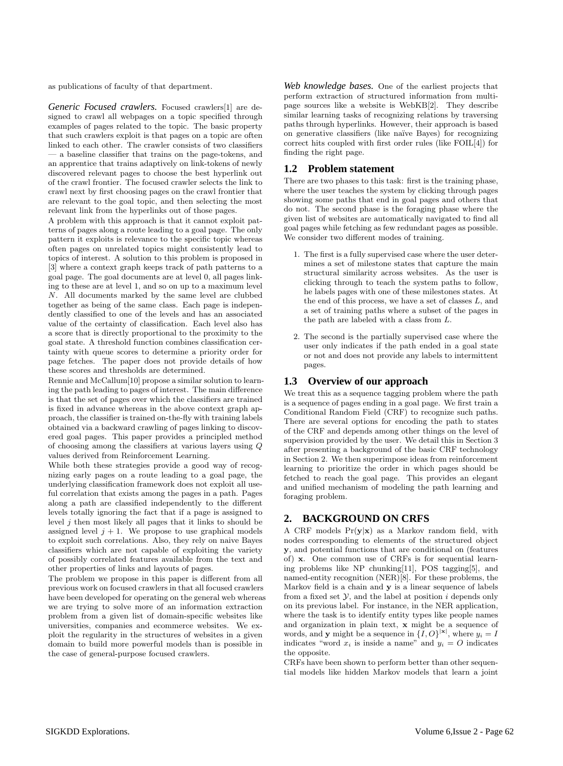as publications of faculty of that department.

***Generic Focused crawlers.*** Focused crawlers[1] are designed to crawl all webpages on a topic specified through examples of pages related to the topic. The basic property that such crawlers exploit is that pages on a topic are often linked to each other. The crawler consists of two classifiers — a baseline classifier that trains on the page-tokens, and an apprentice that trains adaptively on link-tokens of newly discovered relevant pages to choose the best hyperlink out of the crawl frontier. The focused crawler selects the link to crawl next by first choosing pages on the crawl frontier that are relevant to the goal topic, and then selecting the most relevant link from the hyperlinks out of those pages.

A problem with this approach is that it cannot exploit patterns of pages along a route leading to a goal page. The only pattern it exploits is relevance to the specific topic whereas often pages on unrelated topics might consistently lead to topics of interest. A solution to this problem is proposed in [3] where a context graph keeps track of path patterns to a goal page. The goal documents are at level 0, all pages linking to these are at level 1, and so on up to a maximum level $N$. All documents marked by the same level are clubbed together as being of the same class. Each page is independently classified to one of the levels and has an associated value of the certainty of classification. Each level also has a score that is directly proportional to the proximity to the goal state. A threshold function combines classification certainty with queue scores to determine a priority order for page fetches. The paper does not provide details of how these scores and thresholds are determined.

Rennie and McCallum[10] propose a similar solution to learning the path leading to pages of interest. The main difference is that the set of pages over which the classifiers are trained is fixed in advance whereas in the above context graph approach, the classifier is trained on-the-fly with training labels obtained via a backward crawling of pages linking to discovered goal pages. This paper provides a principled method of choosing among the classifiers at various layers using $Q$ values derived from Reinforcement Learning.

While both these strategies provide a good way of recognizing early pages on a route leading to a goal page, the underlying classification framework does not exploit all useful correlation that exists among the pages in a path. Pages along a path are classified independently to the different levels totally ignoring the fact that if a page is assigned to level $j$ then most likely all pages that it links to should be assigned level $j + 1$. We propose to use graphical models to exploit such correlations. Also, they rely on naive Bayes classifiers which are not capable of exploiting the variety of possibly correlated features available from the text and other properties of links and layouts of pages.

The problem we propose in this paper is different from all previous work on focused crawlers in that all focused crawlers have been developed for operating on the general web whereas we are trying to solve more of an information extraction problem from a given list of domain-specific websites like universities, companies and ecommerce websites. We exploit the regularity in the structures of websites in a given domain to build more powerful models than is possible in the case of general-purpose focused crawlers.

***Web knowledge bases.*** One of the earliest projects that perform extraction of structured information from multipage sources like a website is WebKB[2]. They describe similar learning tasks of recognizing relations by traversing paths through hyperlinks. However, their approach is based on generative classifiers (like naïve Bayes) for recognizing correct hits coupled with first order rules (like FOIL[4]) for finding the right page.

### 1.2 Problem statement

There are two phases to this task: first is the training phase, where the user teaches the system by clicking through pages showing some paths that end in goal pages and others that do not. The second phase is the foraging phase where the given list of websites are automatically navigated to find all goal pages while fetching as few redundant pages as possible. We consider two different modes of training.

1. The first is a fully supervised case where the user determines a set of milestone states that capture the main structural similarity across websites. As the user is clicking through to teach the system paths to follow, he labels pages with one of these milestones states. At the end of this process, we have a set of classes $L$, and a set of training paths where a subset of the pages in the path are labeled with a class from $L$.

2. The second is the partially supervised case where the user only indicates if the path ended in a goal state or not and does not provide any labels to intermittent pages.

### 1.3 Overview of our approach

We treat this as a sequence tagging problem where the path is a sequence of pages ending in a goal page. We first train a Conditional Random Field (CRF) to recognize such paths. There are several options for encoding the path to states of the CRF and depends among other things on the level of supervision provided by the user. We detail this in Section 3 after presenting a background of the basic CRF technology in Section 2. We then superimpose ideas from reinforcement learning to prioritize the order in which pages should be fetched to reach the goal page. This provides an elegant and unified mechanism of modeling the path learning and foraging problem.

## 2. BACKGROUND ON CRFS

A CRF models $\Pr(\mathbf{y}|\mathbf{x})$ as a Markov random field, with nodes corresponding to elements of the structured object $\mathbf{y}$, and potential functions that are conditional on (features of) $\mathbf{x}$. One common use of CRFs is for sequential learning problems like NP chunking[11], POS tagging[5], and named-entity recognition (NER)[8]. For these problems, the Markov field is a chain and $\mathbf{y}$ is a linear sequence of labels from a fixed set $\mathcal{Y}$, and the label at position $i$ depends only on its previous label. For instance, in the NER application, where the task is to identify entity types like people names and organization in plain text, $\mathbf{x}$ might be a sequence of words, and $\mathbf{y}$ might be a sequence in $\{I, O\}^{|\mathbf{x}|}$, where $y_i = I$ indicates "word $x_i$ is inside a name" and $y_i = O$ indicates the opposite.

CRFs have been shown to perform better than other sequential models like hidden Markov models that learn a joint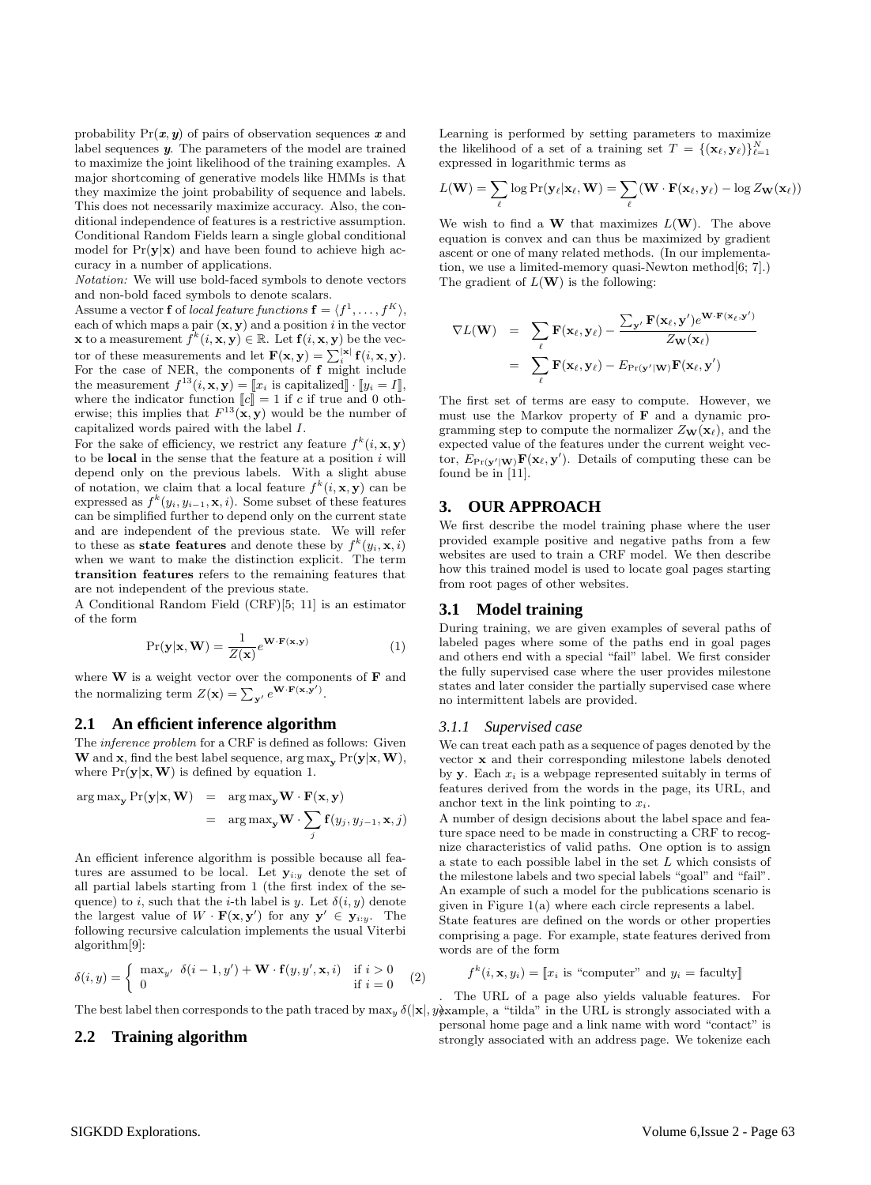probability $\Pr(\boldsymbol{x}, \boldsymbol{y})$ of pairs of observation sequences $\boldsymbol{x}$ and label sequences $\boldsymbol{y}$. The parameters of the model are trained to maximize the joint likelihood of the training examples. A major shortcoming of generative models like HMMs is that they maximize the joint probability of sequence and labels. This does not necessarily maximize accuracy. Also, the conditional independence of features is a restrictive assumption. Conditional Random Fields learn a single global conditional model for $\Pr(\mathbf{y}|\mathbf{x})$ and have been found to achieve high accuracy in a number of applications.

*Notation:* We will use bold-faced symbols to denote vectors and non-bold faced symbols to denote scalars.

Assume a vector $\mathbf{f}$ of *local feature functions* $\mathbf{f} = \langle f^1, \ldots, f^K \rangle$, each of which maps a pair $(\mathbf{x}, \mathbf{y})$ and a position $i$ in the vector $\mathbf{x}$ to a measurement $f^k(i, \mathbf{x}, \mathbf{y}) \in \mathbb{R}$. Let $\mathbf{f}(i, \mathbf{x}, \mathbf{y})$ be the vector of these measurements and let $\mathbf{F}(\mathbf{x}, \mathbf{y}) = \sum_i^{|\mathbf{x}|} \mathbf{f}(i, \mathbf{x}, \mathbf{y})$. For the case of NER, the components of $\mathbf{f}$ might include the measurement $f^{13}(i, \mathbf{x}, \mathbf{y}) = [\![x_i \text{ is capitalized}]\!] \cdot [\![y_i = I]\!]$, where the indicator function $[\![c]\!] = 1$ if $c$ if true and 0 otherwise; this implies that $F^{13}(\mathbf{x}, \mathbf{y})$ would be the number of capitalized words paired with the label $I$.

For the sake of efficiency, we restrict any feature $f^k(i, \mathbf{x}, \mathbf{y})$ to be **local** in the sense that the feature at a position $i$ will depend only on the previous labels. With a slight abuse of notation, we claim that a local feature $f^k(i, \mathbf{x}, \mathbf{y})$ can be expressed as $f^k(y_i, y_{i-1}, \mathbf{x}, i)$. Some subset of these features can be simplified further to depend only on the current state and are independent of the previous state. We will refer to these as **state features** and denote these by $f^k(y_i, \mathbf{x}, i)$ when we want to make the distinction explicit. The term **transition features** refers to the remaining features that are not independent of the previous state.

A Conditional Random Field (CRF)[5; 11] is an estimator of the form

$$\Pr(\mathbf{y}|\mathbf{x}, \mathbf{W}) = \frac{1}{Z(\mathbf{x})} e^{\mathbf{W} \cdot \mathbf{F}(\mathbf{x}, \mathbf{y})} \tag{1}$$

where $\mathbf{W}$ is a weight vector over the components of $\mathbf{F}$ and the normalizing term $Z(\mathbf{x}) = \sum_{\mathbf{y}'} e^{\mathbf{W} \cdot \mathbf{F}(\mathbf{x}, \mathbf{y}')}$.

## 2.1 An efficient inference algorithm

The *inference problem* for a CRF is defined as follows: Given $\mathbf{W}$ and $\mathbf{x}$, find the best label sequence, $\arg\max_{\mathbf{y}} \Pr(\mathbf{y}|\mathbf{x}, \mathbf{W})$, where $\Pr(\mathbf{y}|\mathbf{x}, \mathbf{W})$ is defined by equation 1.

$$\begin{aligned} \arg\max_{\mathbf{y}} \Pr(\mathbf{y}|\mathbf{x}, \mathbf{W}) &= \arg\max_{\mathbf{y}} \mathbf{W} \cdot \mathbf{F}(\mathbf{x}, \mathbf{y}) \\ &= \arg\max_{\mathbf{y}} \mathbf{W} \cdot \sum_j \mathbf{f}(y_j, y_{j-1}, \mathbf{x}, j) \end{aligned}$$

An efficient inference algorithm is possible because all features are assumed to be local. Let $\mathbf{y}_{i:y}$ denote the set of all partial labels starting from 1 (the first index of the sequence) to $i$, such that the $i$-th label is $y$. Let $\delta(i, y)$ denote the largest value of $W \cdot \mathbf{F}(\mathbf{x}, \mathbf{y}')$ for any $\mathbf{y}' \in \mathbf{y}_{i:y}$. The following recursive calculation implements the usual Viterbi algorithm[9]:

$$\delta(i, y) = \begin{cases} \max_{y'} \ \delta(i-1, y') + \mathbf{W} \cdot \mathbf{f}(y, y', \mathbf{x}, i) & \text{if } i > 0 \\ 0 & \text{if } i = 0 \end{cases} \tag{2}$$

The best label then corresponds to the path traced by $\max_y \delta(|\mathbf{x}|, y)$.

## 2.2 Training algorithm

Learning is performed by setting parameters to maximize the likelihood of a set of a training set $T = \{(\mathbf{x}_\ell, \mathbf{y}_\ell)\}_{\ell=1}^N$ expressed in logarithmic terms as

$$L(\mathbf{W}) = \sum_\ell \log \Pr(\mathbf{y}_\ell|\mathbf{x}_\ell, \mathbf{W}) = \sum_\ell (\mathbf{W} \cdot \mathbf{F}(\mathbf{x}_\ell, \mathbf{y}_\ell) - \log Z_{\mathbf{W}}(\mathbf{x}_\ell))$$

We wish to find a $\mathbf{W}$ that maximizes $L(\mathbf{W})$. The above equation is convex and can thus be maximized by gradient ascent or one of many related methods. (In our implementation, we use a limited-memory quasi-Newton method[6; 7].) The gradient of $L(\mathbf{W})$ is the following:

$$\begin{aligned} \nabla L(\mathbf{W}) &= \sum_\ell \mathbf{F}(\mathbf{x}_\ell, \mathbf{y}_\ell) - \frac{\sum_{\mathbf{y}'} \mathbf{F}(\mathbf{x}_\ell, \mathbf{y}') e^{\mathbf{W} \cdot \mathbf{F}(\mathbf{x}_\ell, \mathbf{y}')}}{Z_{\mathbf{W}}(\mathbf{x}_\ell)} \\ &= \sum_\ell \mathbf{F}(\mathbf{x}_\ell, \mathbf{y}_\ell) - E_{\Pr(\mathbf{y}'|\mathbf{W})} \mathbf{F}(\mathbf{x}_\ell, \mathbf{y}') \end{aligned}$$

The first set of terms are easy to compute. However, we must use the Markov property of $\mathbf{F}$ and a dynamic programming step to compute the normalizer $Z_{\mathbf{W}}(\mathbf{x}_\ell)$, and the expected value of the features under the current weight vector, $E_{\Pr(\mathbf{y}'|\mathbf{W})} \mathbf{F}(\mathbf{x}_\ell, \mathbf{y}')$. Details of computing these can be found be in [11].

# 3. OUR APPROACH

We first describe the model training phase where the user provided example positive and negative paths from a few websites are used to train a CRF model. We then describe how this trained model is used to locate goal pages starting from root pages of other websites.

## 3.1 Model training

During training, we are given examples of several paths of labeled pages where some of the paths end in goal pages and others end with a special "fail" label. We first consider the fully supervised case where the user provides milestone states and later consider the partially supervised case where no intermittent labels are provided.

### 3.1.1 Supervised case

We can treat each path as a sequence of pages denoted by the vector $\mathbf{x}$ and their corresponding milestone labels denoted by $\mathbf{y}$. Each $x_i$ is a webpage represented suitably in terms of features derived from the words in the page, its URL, and anchor text in the link pointing to $x_i$.

A number of design decisions about the label space and feature space need to be made in constructing a CRF to recognize characteristics of valid paths. One option is to assign a state to each possible label in the set $L$ which consists of the milestone labels and two special labels "goal" and "fail". An example of such a model for the publications scenario is given in Figure 1(a) where each circle represents a label.

State features are defined on the words or other properties comprising a page. For example, state features derived from words are of the form

$$f^k(i, \mathbf{x}, y_i) = [\![x_i \text{ is "computer" and } y_i = \text{faculty}]\!]$$

. The URL of a page also yields valuable features. For example, a "tilda" in the URL is strongly associated with a personal home page and a link name with word "contact" is strongly associated with an address page. We tokenize each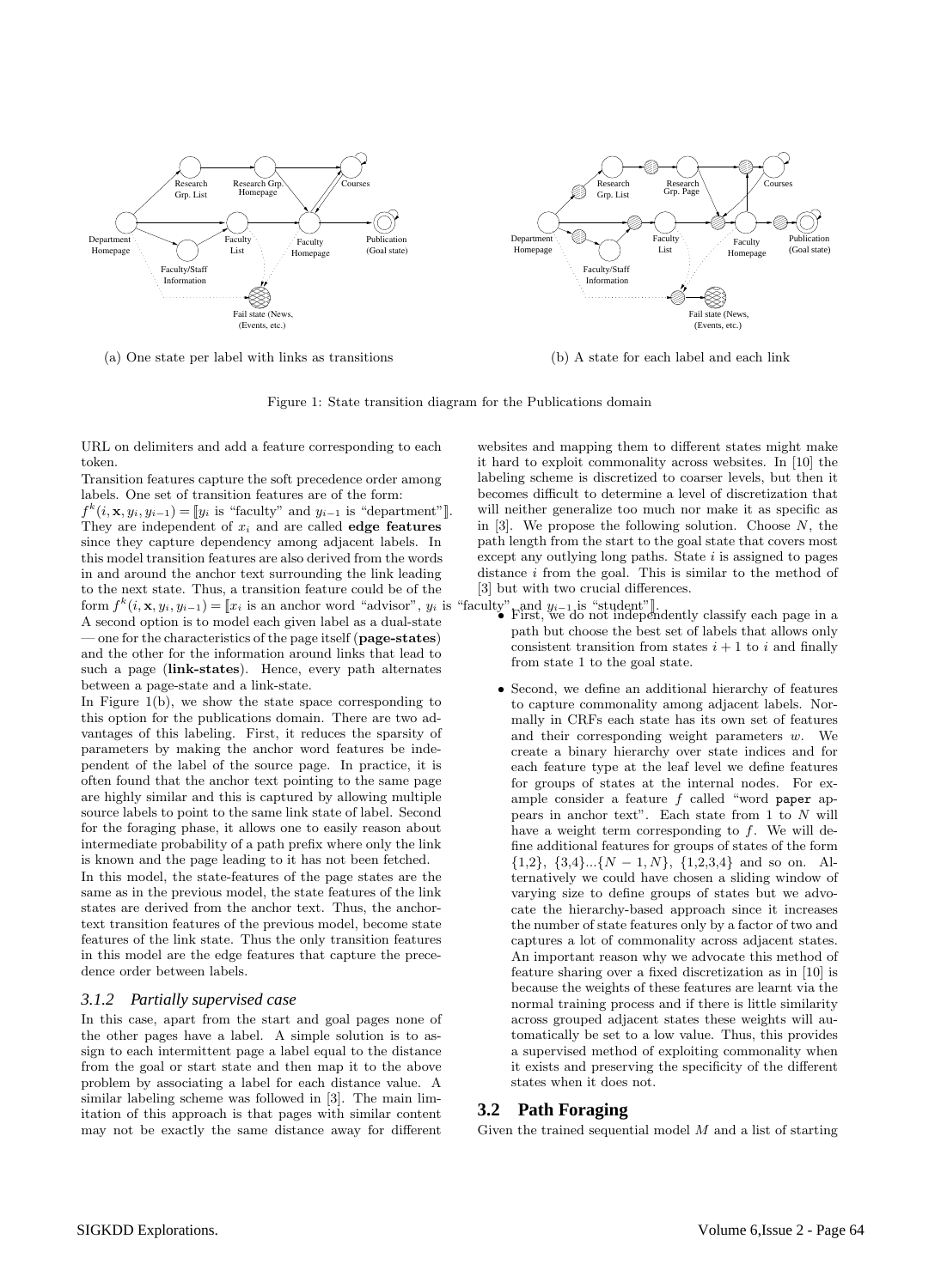(a) One state per label with links as transitions

(b) A state for each label and each link

Figure 1: State transition diagram for the Publications domain

URL on delimiters and add a feature corresponding to each token.

Transition features capture the soft precedence order among labels. One set of transition features are of the form: $f^k(i, \mathbf{x}, y_i, y_{i-1}) = [\![y_i \text{ is "faculty" and } y_{i-1} \text{ is "department"}]\!]$. They are independent of $x_i$ and are called **edge features** since they capture dependency among adjacent labels. In this model transition features are also derived from the words in and around the anchor text surrounding the link leading to the next state. Thus, a transition feature could be of the form $f^k(i, \mathbf{x}, y_i, y_{i-1}) = [\![x_i \text{ is an anchor word "advisor", } y_i \text{ is "faculty", and } y_{i-1} \text{ is "student"}]\!]$.

A second option is to model each given label as a dual-state — one for the characteristics of the page itself (**page-states**) and the other for the information around links that lead to such a page (**link-states**). Hence, every path alternates between a page-state and a link-state.

In Figure 1(b), we show the state space corresponding to this option for the publications domain. There are two advantages of this labeling. First, it reduces the sparsity of parameters by making the anchor word features be independent of the label of the source page. In practice, it is often found that the anchor text pointing to the same page are highly similar and this is captured by allowing multiple source labels to point to the same link state of label. Second for the foraging phase, it allows one to easily reason about intermediate probability of a path prefix where only the link is known and the page leading to it has not been fetched.

In this model, the state-features of the page states are the same as in the previous model, the state features of the link states are derived from the anchor text. Thus, the anchor-text transition features of the previous model, become state features of the link state. Thus the only transition features in this model are the edge features that capture the precedence order between labels.

### *3.1.2 Partially supervised case*

In this case, apart from the start and goal pages none of the other pages have a label. A simple solution is to assign to each intermittent page a label equal to the distance from the goal or start state and then map it to the above problem by associating a label for each distance value. A similar labeling scheme was followed in [3]. The main limitation of this approach is that pages with similar content may not be exactly the same distance away for different websites and mapping them to different states might make it hard to exploit commonality across websites. In [10] the labeling scheme is discretized to coarser levels, but then it becomes difficult to determine a level of discretization that will neither generalize too much nor make it as specific as in [3]. We propose the following solution. Choose $N$, the path length from the start to the goal state that covers most except any outlying long paths. State $i$ is assigned to pages distance $i$ from the goal. This is similar to the method of [3] but with two crucial differences.

- First, we do not independently classify each page in a path but choose the best set of labels that allows only consistent transition from states $i+1$ to $i$ and finally from state 1 to the goal state.
- Second, we define an additional hierarchy of features to capture commonality among adjacent labels. Normally in CRFs each state has its own set of features and their corresponding weight parameters $w$. We create a binary hierarchy over state indices and for each feature type at the leaf level we define features for groups of states at the internal nodes. For example consider a feature $f$ called "word `paper` appears in anchor text". Each state from 1 to $N$ will have a weight term corresponding to $f$. We will define additional features for groups of states of the form {1,2}, {3,4}...$\{N-1, N\}$, {1,2,3,4} and so on. Alternatively we could have chosen a sliding window of varying size to define groups of states but we advocate the hierarchy-based approach since it increases the number of state features only by a factor of two and captures a lot of commonality across adjacent states. An important reason why we advocate this method of feature sharing over a fixed discretization as in [10] is because the weights of these features are learnt via the normal training process and if there is little similarity across grouped adjacent states these weights will automatically be set to a low value. Thus, this provides a supervised method of exploiting commonality when it exists and preserving the specificity of the different states when it does not.

## 3.2 Path Foraging

Given the trained sequential model $M$ and a list of starting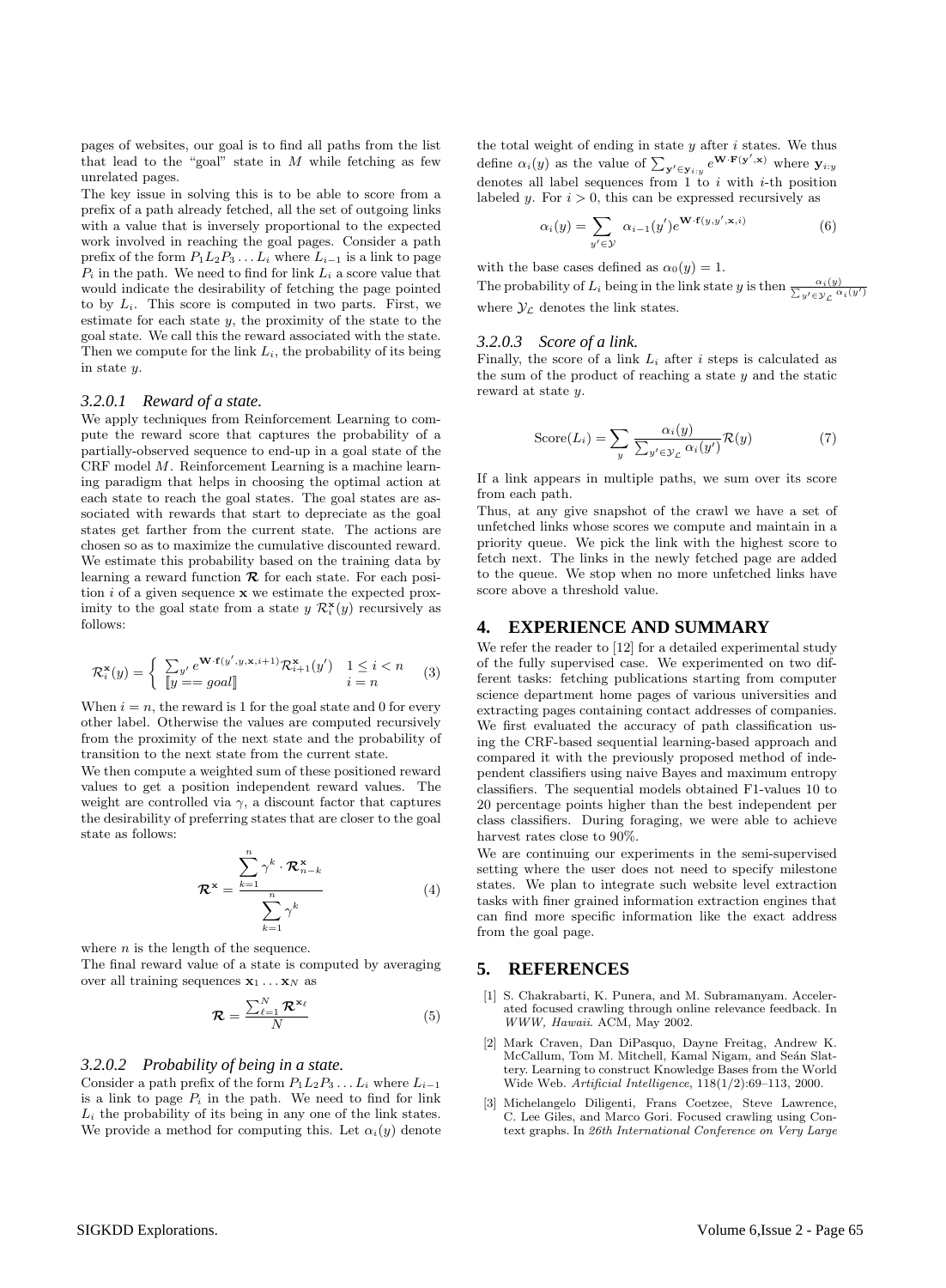pages of websites, our goal is to find all paths from the list that lead to the "goal" state in $M$ while fetching as few unrelated pages.

The key issue in solving this is to be able to score from a prefix of a path already fetched, all the set of outgoing links with a value that is inversely proportional to the expected work involved in reaching the goal pages. Consider a path prefix of the form $P_1 L_2 P_3 \dots L_i$ where $L_{i-1}$ is a link to page $P_i$ in the path. We need to find for link $L_i$ a score value that would indicate the desirability of fetching the page pointed to by $L_i$. This score is computed in two parts. First, we estimate for each state $y$, the proximity of the state to the goal state. We call this the reward associated with the state. Then we compute for the link $L_i$, the probability of its being in state $y$.

#### *3.2.0.1 Reward of a state.*

We apply techniques from Reinforcement Learning to compute the reward score that captures the probability of a partially-observed sequence to end-up in a goal state of the CRF model $M$. Reinforcement Learning is a machine learning paradigm that helps in choosing the optimal action at each state to reach the goal states. The goal states are associated with rewards that start to depreciate as the goal states get farther from the current state. The actions are chosen so as to maximize the cumulative discounted reward. We estimate this probability based on the training data by learning a reward function $\mathcal{R}$ for each state. For each position $i$ of a given sequence $\mathbf{x}$ we estimate the expected proximity to the goal state from a state $y$ $\mathcal{R}_i^{\mathbf{x}}(y)$ recursively as follows:

$$\mathcal{R}_i^{\mathbf{x}}(y) = \begin{cases} \sum_{y'} e^{\mathbf{W}\cdot\mathbf{f}(y',y,\mathbf{x},i+1)} \mathcal{R}_{i+1}^{\mathbf{x}}(y') & 1 \leq i < n \\ [\![ y == goal ]\!] & i = n \end{cases} \quad (3)$$

When $i = n$, the reward is 1 for the goal state and 0 for every other label. Otherwise the values are computed recursively from the proximity of the next state and the probability of transition to the next state from the current state.

We then compute a weighted sum of these positioned reward values to get a position independent reward values. The weight are controlled via $\gamma$, a discount factor that captures the desirability of preferring states that are closer to the goal state as follows:

$$\mathcal{R}^{\mathbf{x}} = \frac{\sum_{k=1}^{n} \gamma^k \cdot \mathcal{R}_{n-k}^{\mathbf{x}}}{\sum_{k=1}^{n} \gamma^k} \quad (4)$$

where $n$ is the length of the sequence.

The final reward value of a state is computed by averaging over all training sequences $\mathbf{x}_1 \dots \mathbf{x}_N$ as

$$\mathcal{R} = \frac{\sum_{\ell=1}^{N} \mathcal{R}^{\mathbf{x}_\ell}}{N} \quad (5)$$

#### *3.2.0.2 Probability of being in a state.*

Consider a path prefix of the form $P_1 L_2 P_3 \dots L_i$ where $L_{i-1}$ is a link to page $P_i$ in the path. We need to find for link $L_i$ the probability of its being in any one of the link states. We provide a method for computing this. Let $\alpha_i(y)$ denote the total weight of ending in state $y$ after $i$ states. We thus define $\alpha_i(y)$ as the value of $\sum_{\mathbf{y}' \in \mathbf{y}_{i:y}} e^{\mathbf{W}\cdot\mathbf{F}(\mathbf{y}',\mathbf{x})}$ where $\mathbf{y}_{i:y}$ denotes all label sequences from 1 to $i$ with $i$-th position labeled $y$. For $i > 0$, this can be expressed recursively as

$$\alpha_i(y) = \sum_{y' \in \mathcal{Y}} \alpha_{i-1}(y') e^{\mathbf{W}\cdot\mathbf{f}(y,y',\mathbf{x},i)} \quad (6)$$

with the base cases defined as $\alpha_0(y) = 1$.

The probability of $L_i$ being in the link state $y$ is then $\frac{\alpha_i(y)}{\sum_{y' \in \mathcal{Y}_{\mathcal{L}}} \alpha_i(y')}$ where $\mathcal{Y}_{\mathcal{L}}$ denotes the link states.

#### *3.2.0.3 Score of a link.*

Finally, the score of a link $L_i$ after $i$ steps is calculated as the sum of the product of reaching a state $y$ and the static reward at state $y$.

$$\text{Score}(L_i) = \sum_{y} \frac{\alpha_i(y)}{\sum_{y' \in \mathcal{Y}_{\mathcal{L}}} \alpha_i(y')} \mathcal{R}(y) \quad (7)$$

If a link appears in multiple paths, we sum over its score from each path.

Thus, at any give snapshot of the crawl we have a set of unfetched links whose scores we compute and maintain in a priority queue. We pick the link with the highest score to fetch next. The links in the newly fetched page are added to the queue. We stop when no more unfetched links have score above a threshold value.

## 4. EXPERIENCE AND SUMMARY

We refer the reader to [12] for a detailed experimental study of the fully supervised case. We experimented on two different tasks: fetching publications starting from computer science department home pages of various universities and extracting pages containing contact addresses of companies. We first evaluated the accuracy of path classification using the CRF-based sequential learning-based approach and compared it with the previously proposed method of independent classifiers using naive Bayes and maximum entropy classifiers. The sequential models obtained F1-values 10 to 20 percentage points higher than the best independent per class classifiers. During foraging, we were able to achieve harvest rates close to 90%.

We are continuing our experiments in the semi-supervised setting where the user does not need to specify milestone states. We plan to integrate such website level extraction tasks with finer grained information extraction engines that can find more specific information like the exact address from the goal page.

## 5. REFERENCES

[1] S. Chakrabarti, K. Punera, and M. Subramanyam. Accelerated focused crawling through online relevance feedback. In *WWW, Hawaii*. ACM, May 2002.

[2] Mark Craven, Dan DiPasquo, Dayne Freitag, Andrew K. McCallum, Tom M. Mitchell, Kamal Nigam, and Seán Slattery. Learning to construct Knowledge Bases from the World Wide Web. *Artificial Intelligence*, 118(1/2):69–113, 2000.

[3] Michelangelo Diligenti, Frans Coetzee, Steve Lawrence, C. Lee Giles, and Marco Gori. Focused crawling using Context graphs. In *26th International Conference on Very Large*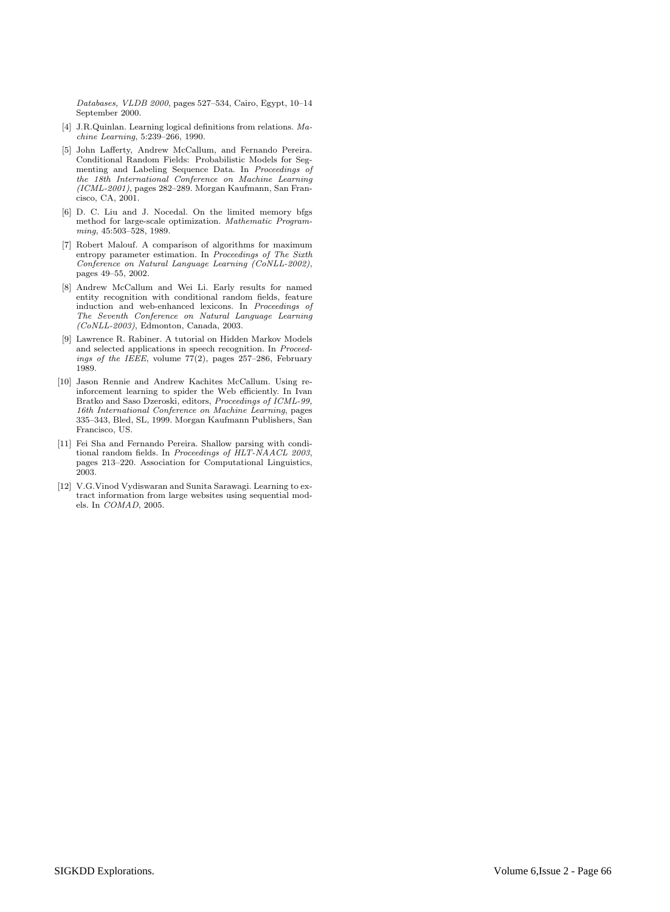*Databases, VLDB 2000*, pages 527–534, Cairo, Egypt, 10–14 September 2000.

[4] J.R.Quinlan. Learning logical definitions from relations. *Machine Learning*, 5:239–266, 1990.

[5] John Lafferty, Andrew McCallum, and Fernando Pereira. Conditional Random Fields: Probabilistic Models for Segmenting and Labeling Sequence Data. In *Proceedings of the 18th International Conference on Machine Learning (ICML-2001)*, pages 282–289. Morgan Kaufmann, San Francisco, CA, 2001.

[6] D. C. Liu and J. Nocedal. On the limited memory bfgs method for large-scale optimization. *Mathematic Programming*, 45:503–528, 1989.

[7] Robert Malouf. A comparison of algorithms for maximum entropy parameter estimation. In *Proceedings of The Sixth Conference on Natural Language Learning (CoNLL-2002)*, pages 49–55, 2002.

[8] Andrew McCallum and Wei Li. Early results for named entity recognition with conditional random fields, feature induction and web-enhanced lexicons. In *Proceedings of The Seventh Conference on Natural Language Learning (CoNLL-2003)*, Edmonton, Canada, 2003.

[9] Lawrence R. Rabiner. A tutorial on Hidden Markov Models and selected applications in speech recognition. In *Proceedings of the IEEE*, volume 77(2), pages 257–286, February 1989.

[10] Jason Rennie and Andrew Kachites McCallum. Using reinforcement learning to spider the Web efficiently. In Ivan Bratko and Saso Dzeroski, editors, *Proceedings of ICML-99, 16th International Conference on Machine Learning*, pages 335–343, Bled, SL, 1999. Morgan Kaufmann Publishers, San Francisco, US.

[11] Fei Sha and Fernando Pereira. Shallow parsing with conditional random fields. In *Proceedings of HLT-NAACL 2003*, pages 213–220. Association for Computational Linguistics, 2003.

[12] V.G.Vinod Vydiswaran and Sunita Sarawagi. Learning to extract information from large websites using sequential models. In *COMAD*, 2005.